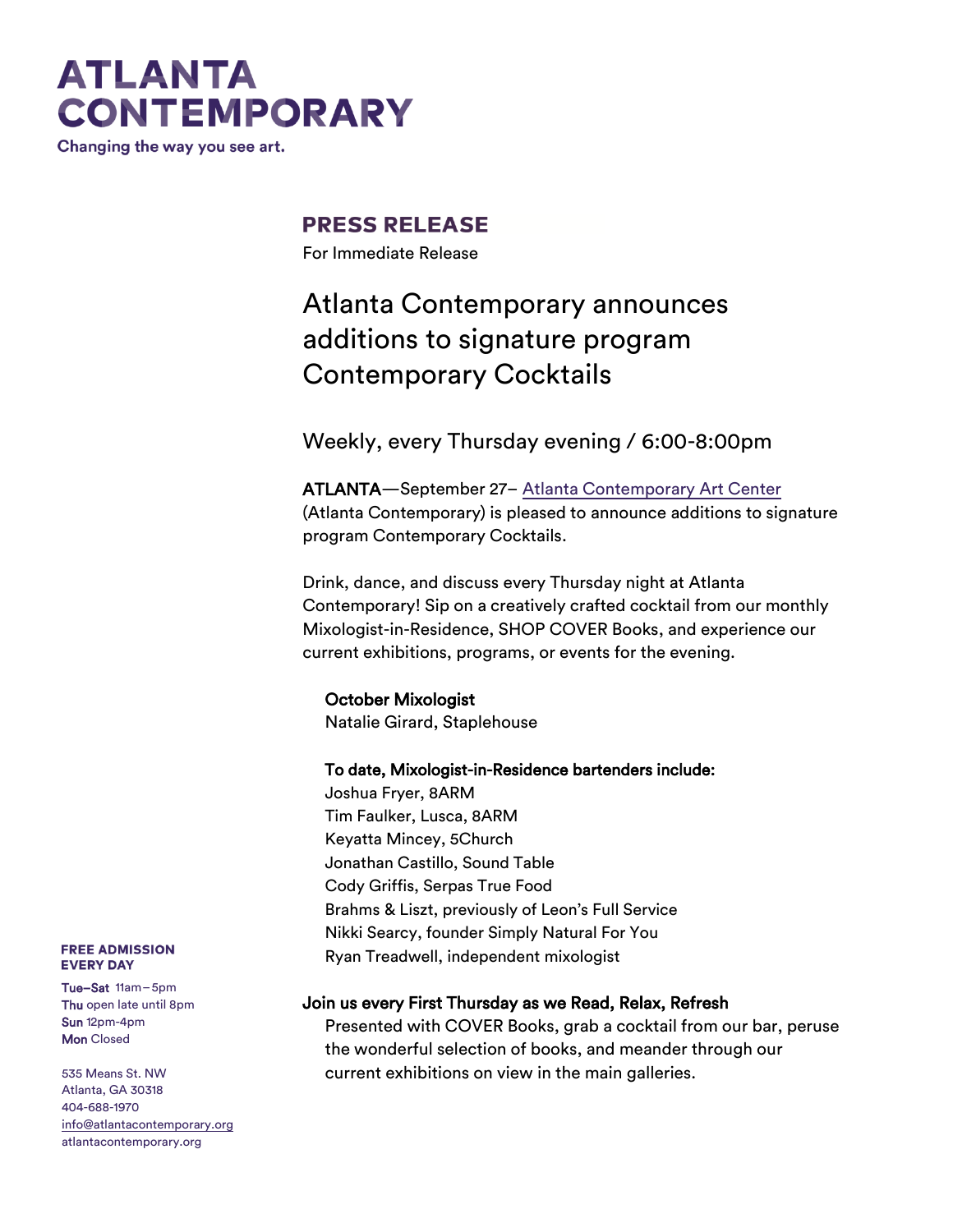# ATLANTA CONTEMPORARY

Changing the way you see art.

## PRESS RELEASE

For Immediate Release

# Atlanta Contemporary announces additions to signature program Contemporary Cocktails

## Weekly, every Thursday evening / 6:00-8:00pm

**ATLANTA**—September 27– Atlanta Contemporary Art Center (Atlanta Contemporary) is pleased to announce additions to signature program Contemporary Cocktails.

Drink, dance, and discuss every Thursday night at Atlanta Contemporary! Sip on a creatively crafted cocktail from our monthly Mixologist-in-Residence, SHOP COVER Books, and experience our current exhibitions, programs, or events for the evening.

**October Mixologist**
Natalie Girard, Staplehouse

**To date, Mixologist-in-Residence bartenders include:**
Joshua Fryer, 8ARM
Tim Faulker, Lusca, 8ARM
Keyatta Mincey, 5Church
Jonathan Castillo, Sound Table
Cody Griffis, Serpas True Food
Brahms & Liszt, previously of Leon's Full Service
Nikki Searcy, founder Simply Natural For You
Ryan Treadwell, independent mixologist

**Join us every First Thursday as we Read, Relax, Refresh**
Presented with COVER Books, grab a cocktail from our bar, peruse the wonderful selection of books, and meander through our current exhibitions on view in the main galleries.

**FREE ADMISSION EVERY DAY**

**Tue–Sat** 11am – 5pm
**Thu** open late until 8pm
**Sun** 12pm-4pm
**Mon** Closed

535 Means St. NW
Atlanta, GA 30318
404-688-1970
info@atlantacontemporary.org
atlantacontemporary.org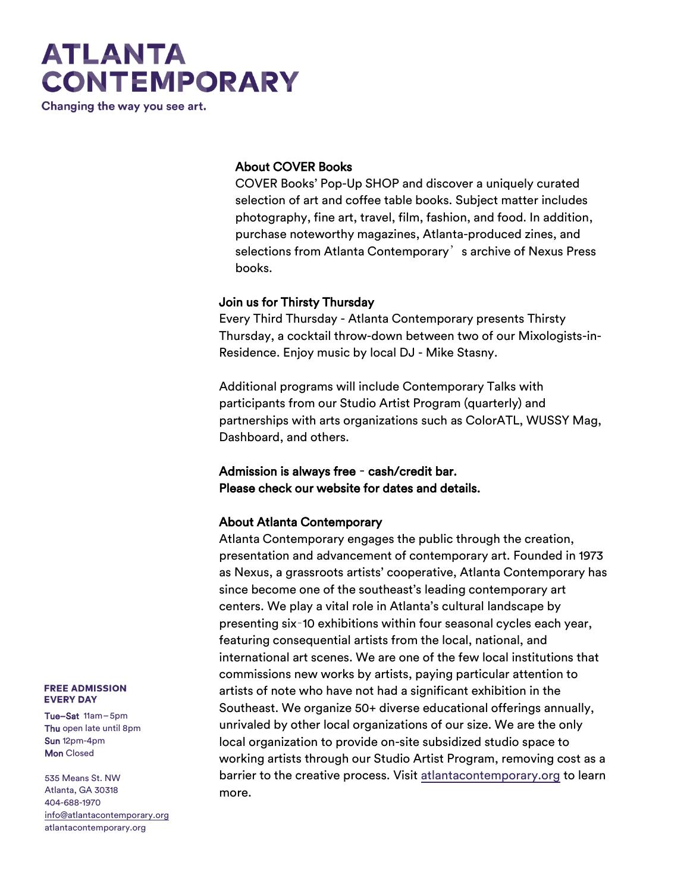# ATLANTA CONTEMPORARY

Changing the way you see art.

**About COVER Books**

COVER Books' Pop-Up SHOP and discover a uniquely curated selection of art and coffee table books. Subject matter includes photography, fine art, travel, film, fashion, and food. In addition, purchase noteworthy magazines, Atlanta-produced zines, and selections from Atlanta Contemporary's archive of Nexus Press books.

**Join us for Thirsty Thursday**

Every Third Thursday - Atlanta Contemporary presents Thirsty Thursday, a cocktail throw-down between two of our Mixologists-in-Residence. Enjoy music by local DJ - Mike Stasny.

Additional programs will include Contemporary Talks with participants from our Studio Artist Program (quarterly) and partnerships with arts organizations such as ColorATL, WUSSY Mag, Dashboard, and others.

**Admission is always free - cash/credit bar.**
**Please check our website for dates and details.**

**About Atlanta Contemporary**

Atlanta Contemporary engages the public through the creation, presentation and advancement of contemporary art. Founded in 1973 as Nexus, a grassroots artists' cooperative, Atlanta Contemporary has since become one of the southeast's leading contemporary art centers. We play a vital role in Atlanta's cultural landscape by presenting six-10 exhibitions within four seasonal cycles each year, featuring consequential artists from the local, national, and international art scenes. We are one of the few local institutions that commissions new works by artists, paying particular attention to artists of note who have not had a significant exhibition in the Southeast. We organize 50+ diverse educational offerings annually, unrivaled by other local organizations of our size. We are the only local organization to provide on-site subsidized studio space to working artists through our Studio Artist Program, removing cost as a barrier to the creative process. Visit atlantacontemporary.org to learn more.

**FREE ADMISSION EVERY DAY**

**Tue–Sat** 11am – 5pm
**Thu** open late until 8pm
**Sun** 12pm-4pm
**Mon** Closed

535 Means St. NW
Atlanta, GA 30318
404-688-1970
info@atlantacontemporary.org
atlantacontemporary.org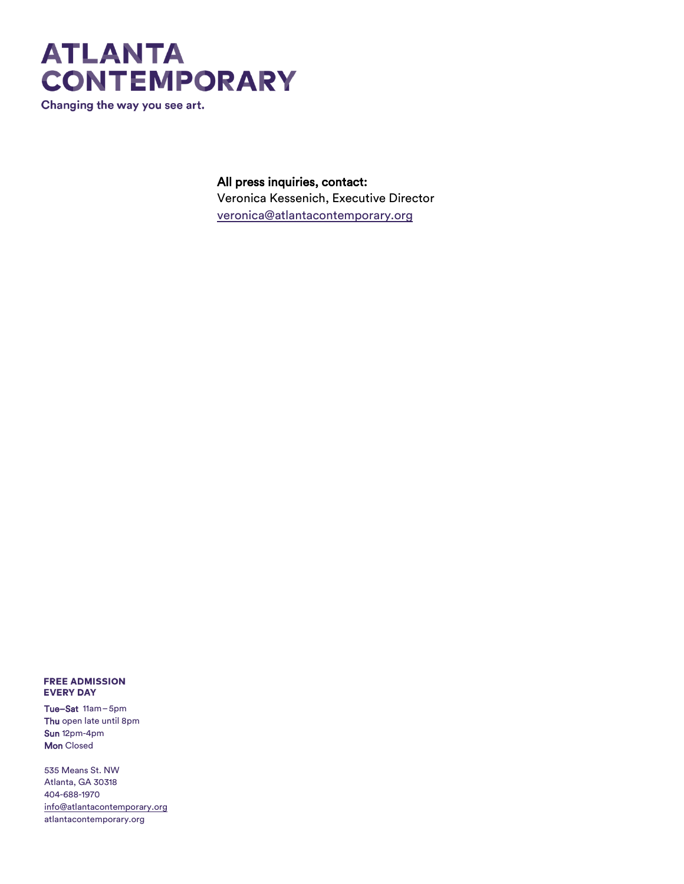# ATLANTA CONTEMPORARY

Changing the way you see art.

**All press inquiries, contact:**
Veronica Kessenich, Executive Director
veronica@atlantacontemporary.org

**FREE ADMISSION EVERY DAY**

**Tue–Sat** 11am – 5pm
**Thu** open late until 8pm
**Sun** 12pm-4pm
**Mon** Closed

535 Means St. NW
Atlanta, GA 30318
404-688-1970
info@atlantacontemporary.org
atlantacontemporary.org